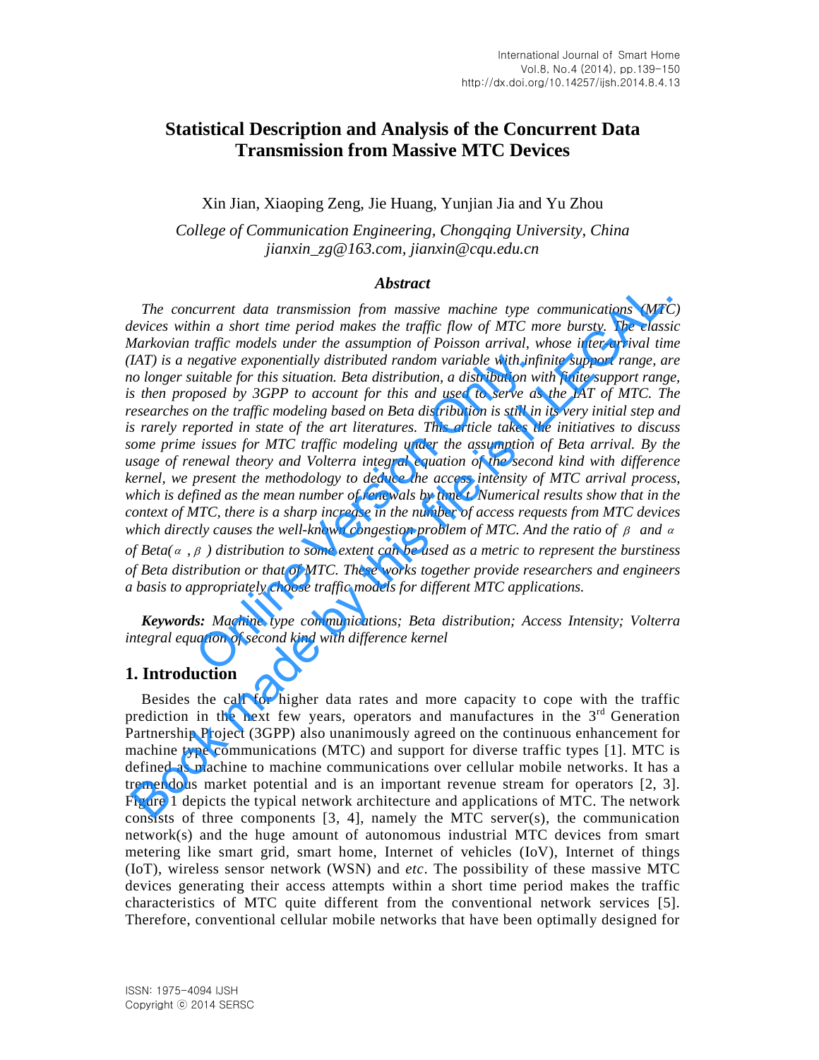# Statistical Description and Analysis of the Concurrent Data Transmission from Massive MTC Devices

Xin Jian, Xiaoping Zeng, Jie Huang, Yunjian Jia and Yu Zhou

*College of Communication Engineering, Chongqing University, China*
*jianxin_zg@163.com, jianxin@cqu.edu.cn*

## Abstract

*The concurrent data transmission from massive machine type communications (MTC) devices within a short time period makes the traffic flow of MTC more bursty. The classic Markovian traffic models under the assumption of Poisson arrival, whose inter-arrival time (IAT) is a negative exponentially distributed random variable with infinite support range, are no longer suitable for this situation. Beta distribution, a distribution with finite support range, is then proposed by 3GPP to account for this and used to serve as the IAT of MTC. The researches on the traffic modeling based on Beta distribution is still in its very initial step and is rarely reported in state of the art literatures. This article takes the initiatives to discuss some prime issues for MTC traffic modeling under the assumption of Beta arrival. By the usage of renewal theory and Volterra integral equation of the second kind with difference kernel, we present the methodology to deduce the access intensity of MTC arrival process, which is defined as the mean number of renewals by time t. Numerical results show that in the context of MTC, there is a sharp increase in the number of access requests from MTC devices which directly causes the well-known congestion problem of MTC. And the ratio of* $\beta$ *and* $\alpha$ *of Beta(*$\alpha$*,* $\beta$*) distribution to some extent can be used as a metric to represent the burstiness of Beta distribution or that of MTC. These works together provide researchers and engineers a basis to appropriately choose traffic models for different MTC applications.*

***Keywords:*** *Machine type communications; Beta distribution; Access Intensity; Volterra integral equation of second kind with difference kernel*

## 1. Introduction

Besides the call for higher data rates and more capacity to cope with the traffic prediction in the next few years, operators and manufactures in the 3rd Generation Partnership Project (3GPP) also unanimously agreed on the continuous enhancement for machine type communications (MTC) and support for diverse traffic types [1]. MTC is defined as machine to machine communications over cellular mobile networks. It has a tremendous market potential and is an important revenue stream for operators [2, 3]. Figure 1 depicts the typical network architecture and applications of MTC. The network consists of three components [3, 4], namely the MTC server(s), the communication network(s) and the huge amount of autonomous industrial MTC devices from smart metering like smart grid, smart home, Internet of vehicles (IoV), Internet of things (IoT), wireless sensor network (WSN) and *etc*. The possibility of these massive MTC devices generating their access attempts within a short time period makes the traffic characteristics of MTC quite different from the conventional network services [5]. Therefore, conventional cellular mobile networks that have been optimally designed for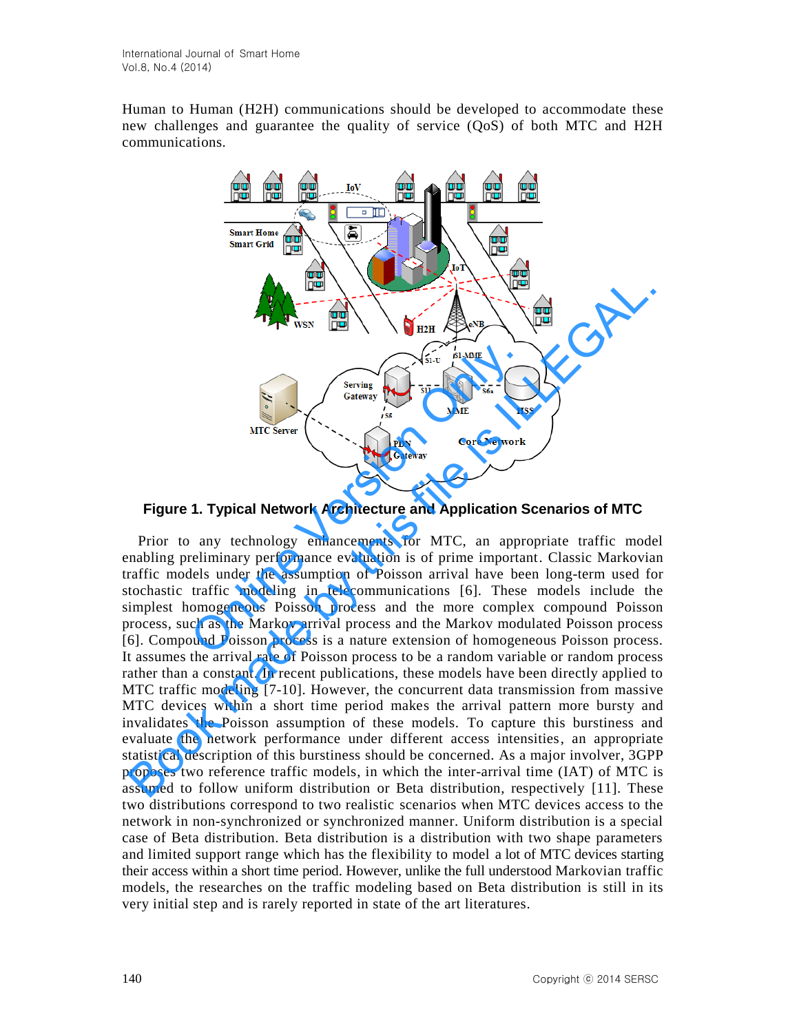Human to Human (H2H) communications should be developed to accommodate these new challenges and guarantee the quality of service (QoS) of both MTC and H2H communications.

**Figure 1. Typical Network Architecture and Application Scenarios of MTC**

Prior to any technology enhancements for MTC, an appropriate traffic model enabling preliminary performance evaluation is of prime important. Classic Markovian traffic models under the assumption of Poisson arrival have been long-term used for stochastic traffic modeling in telecommunications [6]. These models include the simplest homogeneous Poisson process and the more complex compound Poisson process, such as the Markov arrival process and the Markov modulated Poisson process [6]. Compound Poisson process is a nature extension of homogeneous Poisson process. It assumes the arrival rate of Poisson process to be a random variable or random process rather than a constant. In recent publications, these models have been directly applied to MTC traffic modeling [7-10]. However, the concurrent data transmission from massive MTC devices within a short time period makes the arrival pattern more bursty and invalidates the Poisson assumption of these models. To capture this burstiness and evaluate the network performance under different access intensities, an appropriate statistical description of this burstiness should be concerned. As a major involver, 3GPP proposes two reference traffic models, in which the inter-arrival time (IAT) of MTC is assumed to follow uniform distribution or Beta distribution, respectively [11]. These two distributions correspond to two realistic scenarios when MTC devices access to the network in non-synchronized or synchronized manner. Uniform distribution is a special case of Beta distribution. Beta distribution is a distribution with two shape parameters and limited support range which has the flexibility to model a lot of MTC devices starting their access within a short time period. However, unlike the full understood Markovian traffic models, the researches on the traffic modeling based on Beta distribution is still in its very initial step and is rarely reported in state of the art literatures.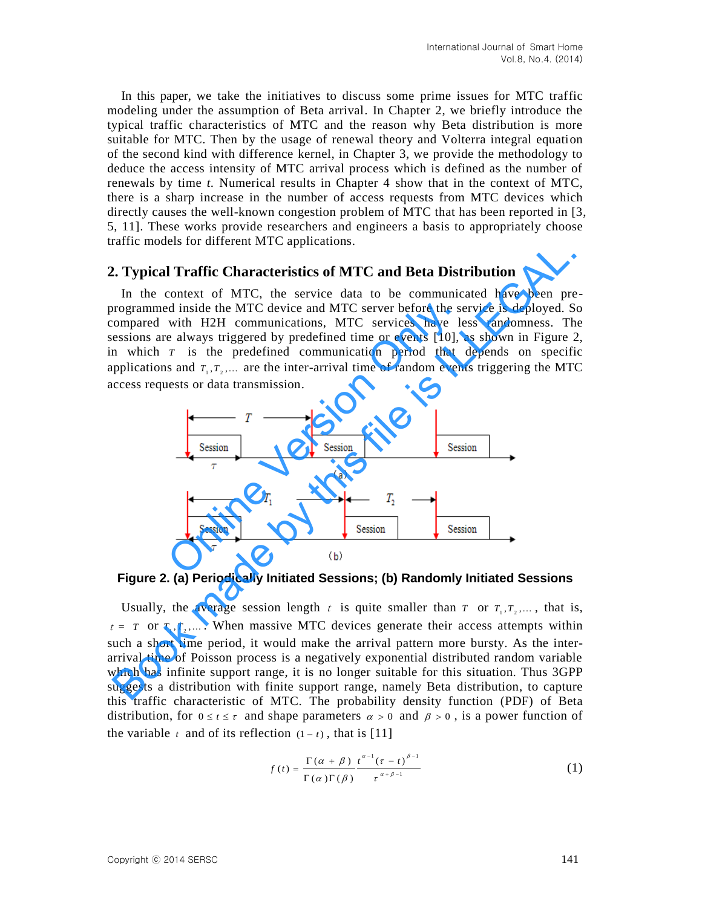In this paper, we take the initiatives to discuss some prime issues for MTC traffic modeling under the assumption of Beta arrival. In Chapter 2, we briefly introduce the typical traffic characteristics of MTC and the reason why Beta distribution is more suitable for MTC. Then by the usage of renewal theory and Volterra integral equation of the second kind with difference kernel, in Chapter 3, we provide the methodology to deduce the access intensity of MTC arrival process which is defined as the number of renewals by time *t*. Numerical results in Chapter 4 show that in the context of MTC, there is a sharp increase in the number of access requests from MTC devices which directly causes the well-known congestion problem of MTC that has been reported in [3, 5, 11]. These works provide researchers and engineers a basis to appropriately choose traffic models for different MTC applications.

## 2. Typical Traffic Characteristics of MTC and Beta Distribution

In the context of MTC, the service data to be communicated have been pre-programmed inside the MTC device and MTC server before the service is deployed. So compared with H2H communications, MTC services have less randomness. The sessions are always triggered by predefined time or events [10], as shown in Figure 2, in which $T$ is the predefined communication period that depends on specific applications and $T_1, T_2, \ldots$ are the inter-arrival time of random events triggering the MTC access requests or data transmission.

**Figure 2. (a) Periodically Initiated Sessions; (b) Randomly Initiated Sessions**

Usually, the average session length $t$ is quite smaller than $T$ or $T_1, T_2, \ldots$, that is, $t = T$ or $T_1, T_2, \ldots$. When massive MTC devices generate their access attempts within such a short time period, it would make the arrival pattern more bursty. As the inter-arrival time of Poisson process is a negatively exponential distributed random variable which has infinite support range, it is no longer suitable for this situation. Thus 3GPP suggests a distribution with finite support range, namely Beta distribution, to capture this traffic characteristic of MTC. The probability density function (PDF) of Beta distribution, for $0 \le t \le \tau$ and shape parameters $\alpha > 0$ and $\beta > 0$, is a power function of the variable $t$ and of its reflection $(1-t)$, that is [11]

$$f(t) = \frac{\Gamma(\alpha+\beta)}{\Gamma(\alpha)\Gamma(\beta)} \frac{t^{\alpha-1}(\tau-t)^{\beta-1}}{\tau^{\alpha+\beta-1}} \tag{1}$$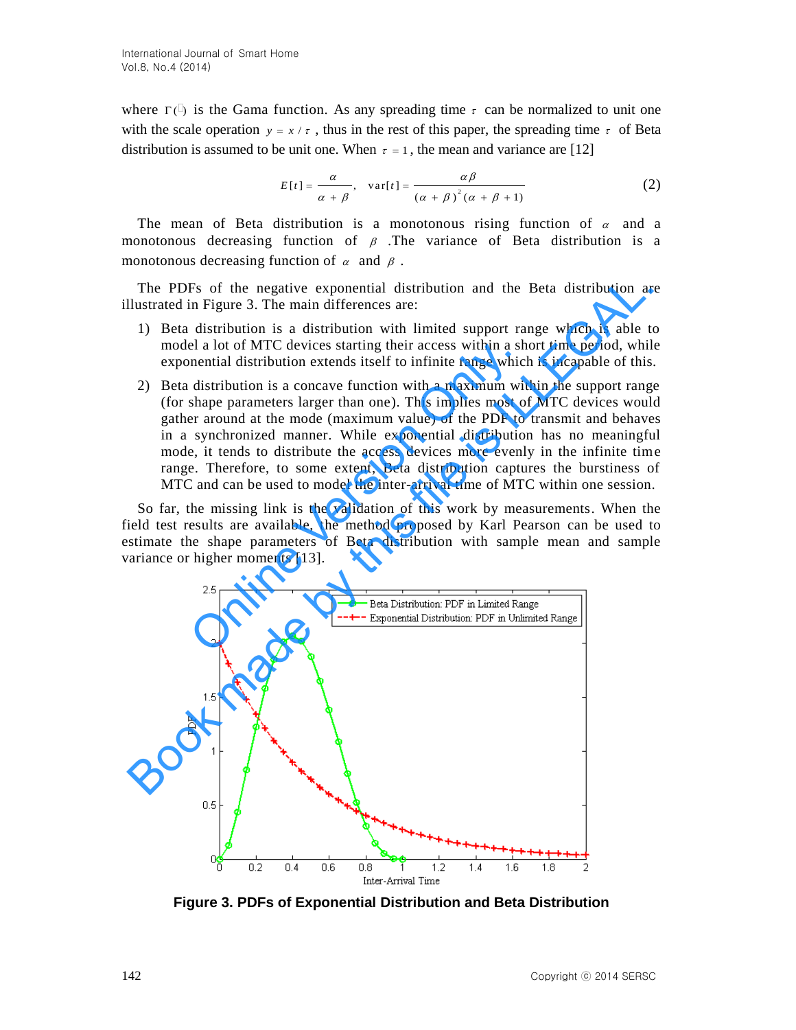where $\Gamma(\cdot)$ is the Gama function. As any spreading time $\tau$ can be normalized to unit one with the scale operation $y = x/\tau$, thus in the rest of this paper, the spreading time $\tau$ of Beta distribution is assumed to be unit one. When $\tau = 1$, the mean and variance are [12]

$$E[t] = \frac{\alpha}{\alpha + \beta}, \quad \text{var}[t] = \frac{\alpha\beta}{(\alpha + \beta)^2(\alpha + \beta + 1)} \tag{2}$$

The mean of Beta distribution is a monotonous rising function of $\alpha$ and a monotonous decreasing function of $\beta$ .The variance of Beta distribution is a monotonous decreasing function of $\alpha$ and $\beta$ .

The PDFs of the negative exponential distribution and the Beta distribution are illustrated in Figure 3. The main differences are:

1) Beta distribution is a distribution with limited support range which is able to model a lot of MTC devices starting their access within a short time period, while exponential distribution extends itself to infinite range which is incapable of this.

2) Beta distribution is a concave function with a maximum within the support range (for shape parameters larger than one). This implies most of MTC devices would gather around at the mode (maximum value) of the PDF to transmit and behaves in a synchronized manner. While exponential distribution has no meaningful mode, it tends to distribute the access devices more evenly in the infinite time range. Therefore, to some extent, Beta distribution captures the burstiness of MTC and can be used to model the inter-arrival time of MTC within one session.

So far, the missing link is the validation of this work by measurements. When the field test results are available, the method proposed by Karl Pearson can be used to estimate the shape parameters of Beta distribution with sample mean and sample variance or higher moments [13].

**Figure 3. PDFs of Exponential Distribution and Beta Distribution**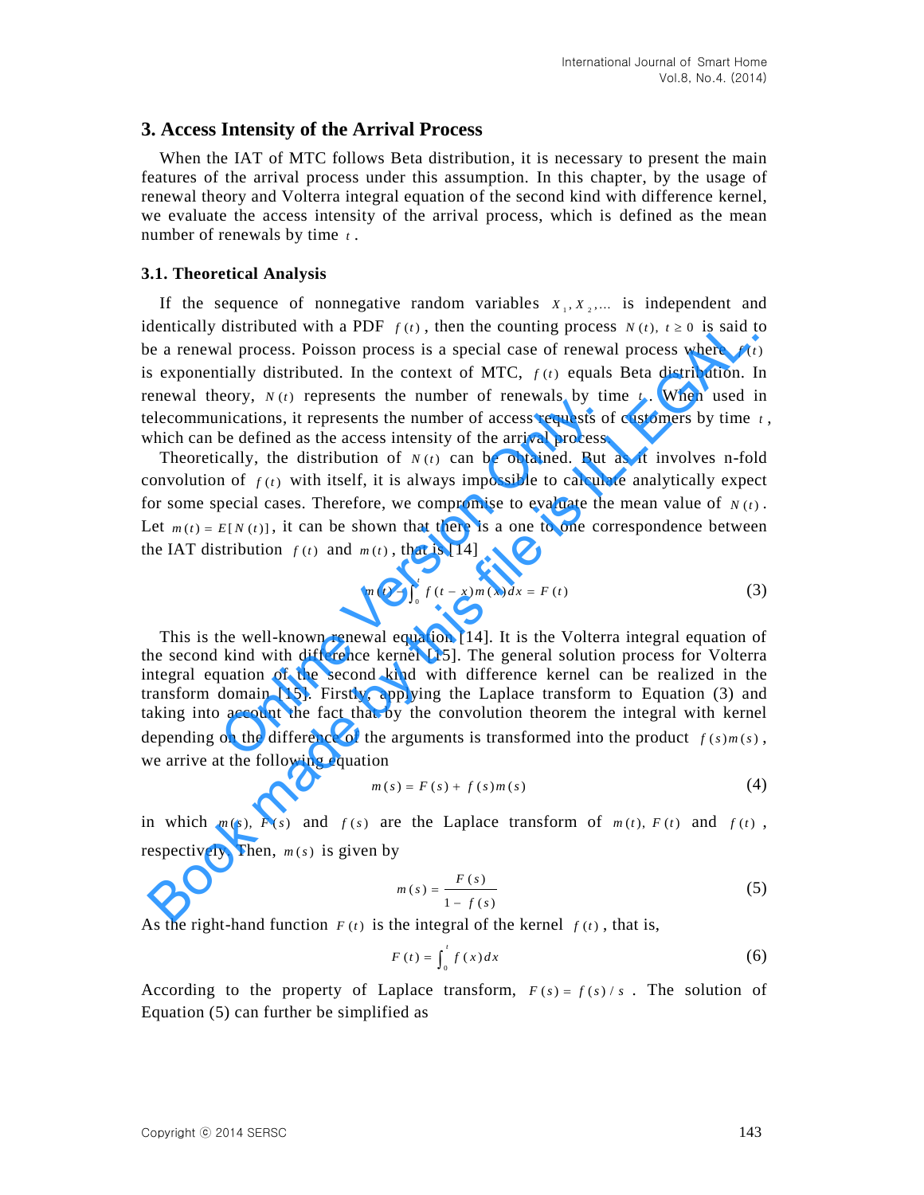## 3. Access Intensity of the Arrival Process

When the IAT of MTC follows Beta distribution, it is necessary to present the main features of the arrival process under this assumption. In this chapter, by the usage of renewal theory and Volterra integral equation of the second kind with difference kernel, we evaluate the access intensity of the arrival process, which is defined as the mean number of renewals by time $t$.

### 3.1. Theoretical Analysis

If the sequence of nonnegative random variables $X_1, X_2, \ldots$ is independent and identically distributed with a PDF $f(t)$, then the counting process $N(t),\ t \geq 0$ is said to be a renewal process. Poisson process is a special case of renewal process where $f(t)$ is exponentially distributed. In the context of MTC, $f(t)$ equals Beta distribution. In renewal theory, $N(t)$ represents the number of renewals by time $t$. When used in telecommunications, it represents the number of access requests of customers by time $t$, which can be defined as the access intensity of the arrival process.

Theoretically, the distribution of $N(t)$ can be obtained. But as it involves n-fold convolution of $f(t)$ with itself, it is always impossible to calculate analytically expect for some special cases. Therefore, we compromise to evaluate the mean value of $N(t)$. Let $m(t) = E[N(t)]$, it can be shown that there is a one to one correspondence between the IAT distribution $f(t)$ and $m(t)$, that is [14]

$$m(t) - \int_0^t f(t-x)m(x)dx = F(t) \tag{3}$$

This is the well-known renewal equation [14]. It is the Volterra integral equation of the second kind with difference kernel [15]. The general solution process for Volterra integral equation of the second kind with difference kernel can be realized in the transform domain [15]. Firstly, applying the Laplace transform to Equation (3) and taking into account the fact that by the convolution theorem the integral with kernel depending on the difference of the arguments is transformed into the product $f(s)m(s)$, we arrive at the following equation

$$m(s) = F(s) + f(s)m(s) \tag{4}$$

in which $m(s)$, $F(s)$ and $f(s)$ are the Laplace transform of $m(t)$, $F(t)$ and $f(t)$, respectively. Then, $m(s)$ is given by

$$m(s) = \frac{F(s)}{1 - f(s)} \tag{5}$$

As the right-hand function $F(t)$ is the integral of the kernel $f(t)$, that is,

$$F(t) = \int_0^t f(x)dx \tag{6}$$

According to the property of Laplace transform, $F(s) = f(s)/s$. The solution of Equation (5) can further be simplified as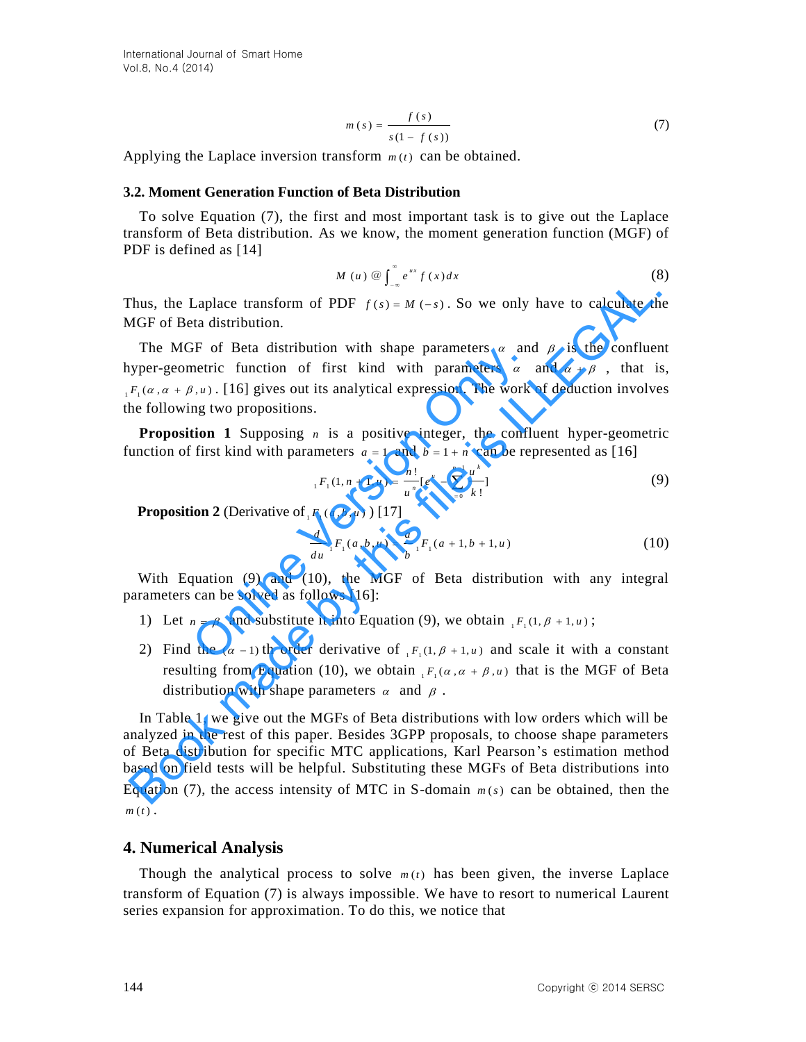$$m(s) = \frac{f(s)}{s(1 - f(s))} \tag{7}$$

Applying the Laplace inversion transform $m(t)$ can be obtained.

### 3.2. Moment Generation Function of Beta Distribution

To solve Equation (7), the first and most important task is to give out the Laplace transform of Beta distribution. As we know, the moment generation function (MGF) of PDF is defined as [14]

$$M(u) \triangleq \int_{-\infty}^{\infty} e^{ux} f(x) dx \tag{8}$$

Thus, the Laplace transform of PDF $f(s) = M(-s)$. So we only have to calculate the MGF of Beta distribution.

The MGF of Beta distribution with shape parameters $\alpha$ and $\beta$ is the confluent hyper-geometric function of first kind with parameters $\alpha$ and $\alpha + \beta$, that is, ${}_1F_1(\alpha, \alpha + \beta, u)$. [16] gives out its analytical expression. The work of deduction involves the following two propositions.

**Proposition 1** Supposing $n$ is a positive integer, the confluent hyper-geometric function of first kind with parameters $a = 1$ and $b = 1 + n$ can be represented as [16]

$${}_1F_1(1, n+1, u) = \frac{n!}{u^n}\left[e^u - \sum_{k=0}^{n-1} \frac{u^k}{k!}\right] \tag{9}$$

**Proposition 2** (Derivative of ${}_1F_1(a, b, u)$) [17]

$$\frac{d}{du} {}_1F_1(a, b, u) = \frac{a}{b} {}_1F_1(a+1, b+1, u) \tag{10}$$

With Equation (9) and (10), the MGF of Beta distribution with any integral parameters can be solved as follows [16]:

1) Let $n = \beta$ and substitute it into Equation (9), we obtain ${}_1F_1(1, \beta + 1, u)$;

2) Find the $(\alpha - 1)$ th order derivative of ${}_1F_1(1, \beta + 1, u)$ and scale it with a constant resulting from Equation (10), we obtain ${}_1F_1(\alpha, \alpha + \beta, u)$ that is the MGF of Beta distribution with shape parameters $\alpha$ and $\beta$.

In Table 1, we give out the MGFs of Beta distributions with low orders which will be analyzed in the rest of this paper. Besides 3GPP proposals, to choose shape parameters of Beta distribution for specific MTC applications, Karl Pearson's estimation method based on field tests will be helpful. Substituting these MGFs of Beta distributions into Equation (7), the access intensity of MTC in S-domain $m(s)$ can be obtained, then the $m(t)$.

## 4. Numerical Analysis

Though the analytical process to solve $m(t)$ has been given, the inverse Laplace transform of Equation (7) is always impossible. We have to resort to numerical Laurent series expansion for approximation. To do this, we notice that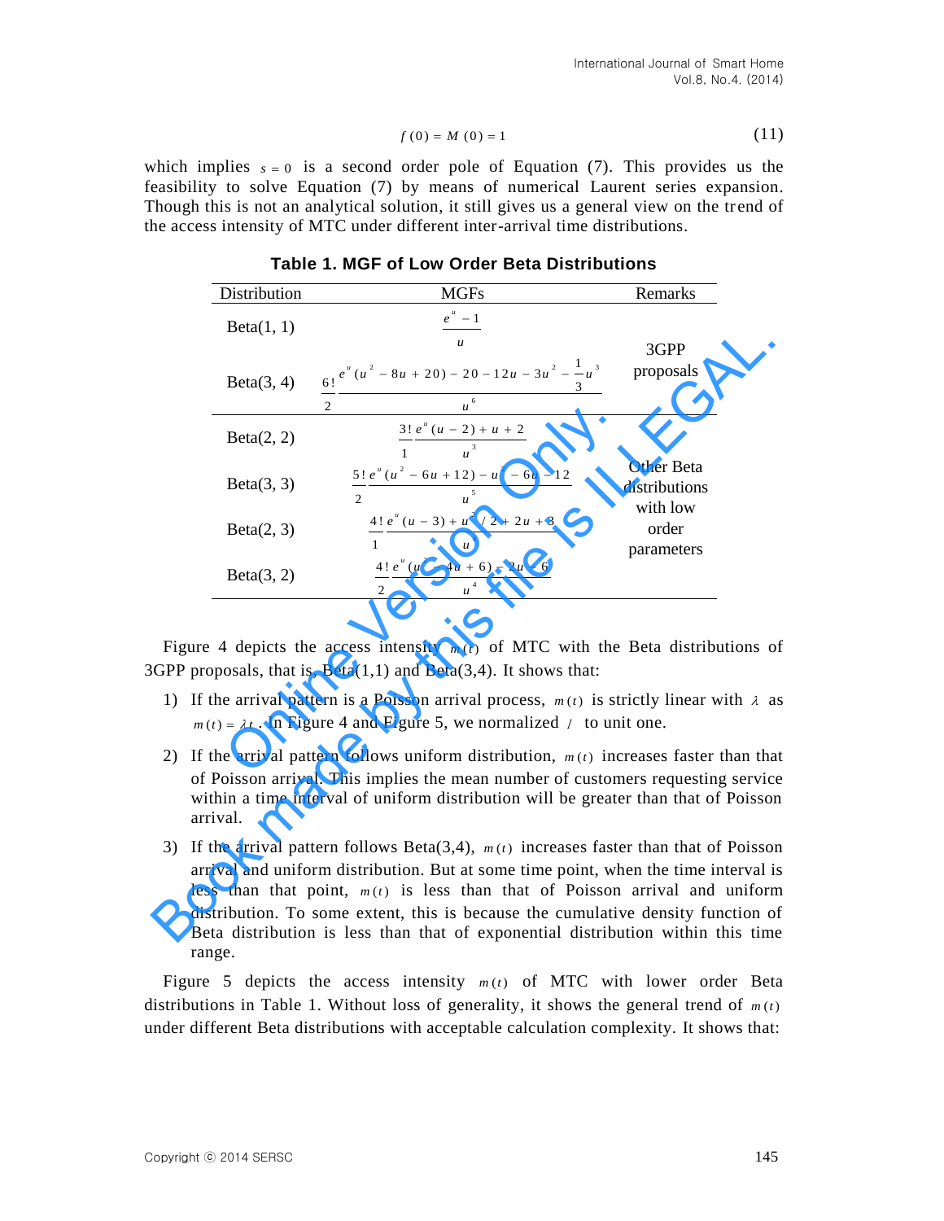$$f(0) = M(0) = 1 \tag{11}$$

which implies $s = 0$ is a second order pole of Equation (7). This provides us the feasibility to solve Equation (7) by means of numerical Laurent series expansion. Though this is not an analytical solution, it still gives us a general view on the trend of the access intensity of MTC under different inter-arrival time distributions.

**Table 1. MGF of Low Order Beta Distributions**

| Distribution | MGFs | Remarks |
|---|---|---|
| Beta(1, 1) | $\frac{e^u - 1}{u}$ | 3GPP proposals |
| Beta(3, 4) | $\frac{6!}{2}\frac{e^u(u^2 - 8u + 20) - 20 - 12u - 3u^2 - \frac{1}{3}u^3}{u^6}$ | |
| Beta(2, 2) | $\frac{3!}{1}\frac{e^u(u-2) + u + 2}{u^3}$ | Other Beta distributions with low order parameters |
| Beta(3, 3) | $\frac{5!}{2}\frac{e^u(u^2 - 6u + 12) - u^2 - 6u - 12}{u^5}$ | |
| Beta(2, 3) | $\frac{4!}{1}\frac{e^u(u-3) + u^2/2 + 2u + 3}{u^4}$ | |
| Beta(3, 2) | $\frac{4!}{2}\frac{e^u(u^2 - 4u + 6) - 2u - 6}{u^4}$ | |

Figure 4 depicts the access intensity $m(t)$ of MTC with the Beta distributions of 3GPP proposals, that is, Beta(1,1) and Beta(3,4). It shows that:

1) If the arrival pattern is a Poisson arrival process, $m(t)$ is strictly linear with $\lambda$ as $m(t) = \lambda t$. In Figure 4 and Figure 5, we normalized $\lambda$ to unit one.

2) If the arrival pattern follows uniform distribution, $m(t)$ increases faster than that of Poisson arrival. This implies the mean number of customers requesting service within a time interval of uniform distribution will be greater than that of Poisson arrival.

3) If the arrival pattern follows Beta(3,4), $m(t)$ increases faster than that of Poisson arrival and uniform distribution. But at some time point, when the time interval is less than that point, $m(t)$ is less than that of Poisson arrival and uniform distribution. To some extent, this is because the cumulative density function of Beta distribution is less than that of exponential distribution within this time range.

Figure 5 depicts the access intensity $m(t)$ of MTC with lower order Beta distributions in Table 1. Without loss of generality, it shows the general trend of $m(t)$ under different Beta distributions with acceptable calculation complexity. It shows that: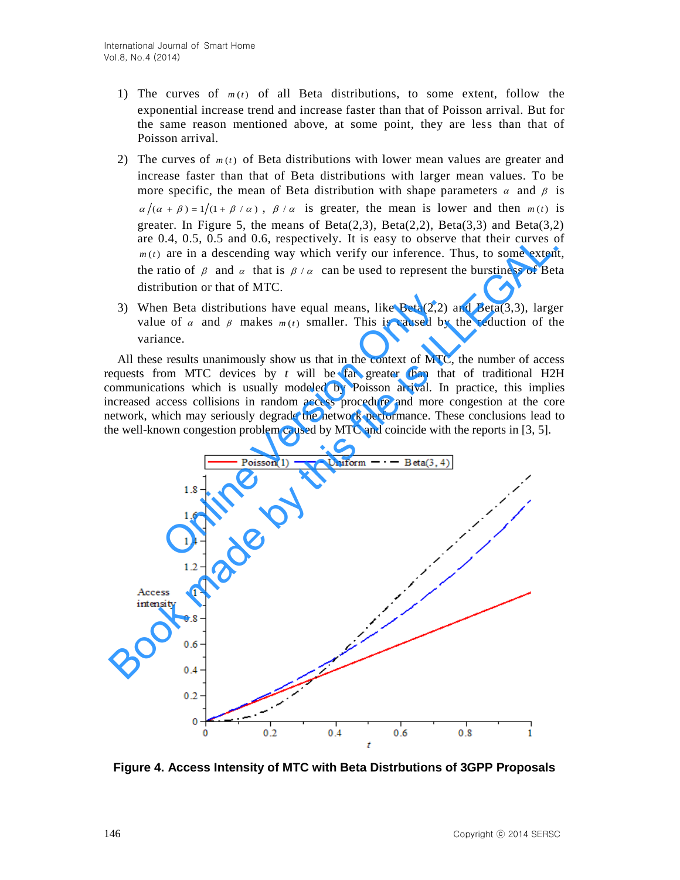1) The curves of $m(t)$ of all Beta distributions, to some extent, follow the exponential increase trend and increase faster than that of Poisson arrival. But for the same reason mentioned above, at some point, they are less than that of Poisson arrival.

2) The curves of $m(t)$ of Beta distributions with lower mean values are greater and increase faster than that of Beta distributions with larger mean values. To be more specific, the mean of Beta distribution with shape parameters $\alpha$ and $\beta$ is $\alpha/(\alpha+\beta) = 1/(1+\beta/\alpha)$, $\beta/\alpha$ is greater, the mean is lower and then $m(t)$ is greater. In Figure 5, the means of Beta(2,3), Beta(2,2), Beta(3,3) and Beta(3,2) are 0.4, 0.5, 0.5 and 0.6, respectively. It is easy to observe that their curves of $m(t)$ are in a descending way which verify our inference. Thus, to some extent, the ratio of $\beta$ and $\alpha$ that is $\beta/\alpha$ can be used to represent the burstiness of Beta distribution or that of MTC.

3) When Beta distributions have equal means, like Beta(2,2) and Beta(3,3), larger value of $\alpha$ and $\beta$ makes $m(t)$ smaller. This is caused by the reduction of the variance.

All these results unanimously show us that in the context of MTC, the number of access requests from MTC devices by $t$ will be far greater than that of traditional H2H communications which is usually modeled by Poisson arrival. In practice, this implies increased access collisions in random access procedure and more congestion at the core network, which may seriously degrade the network performance. These conclusions lead to the well-known congestion problem caused by MTC and coincide with the reports in [3, 5].

**Figure 4. Access Intensity of MTC with Beta Distrbutions of 3GPP Proposals**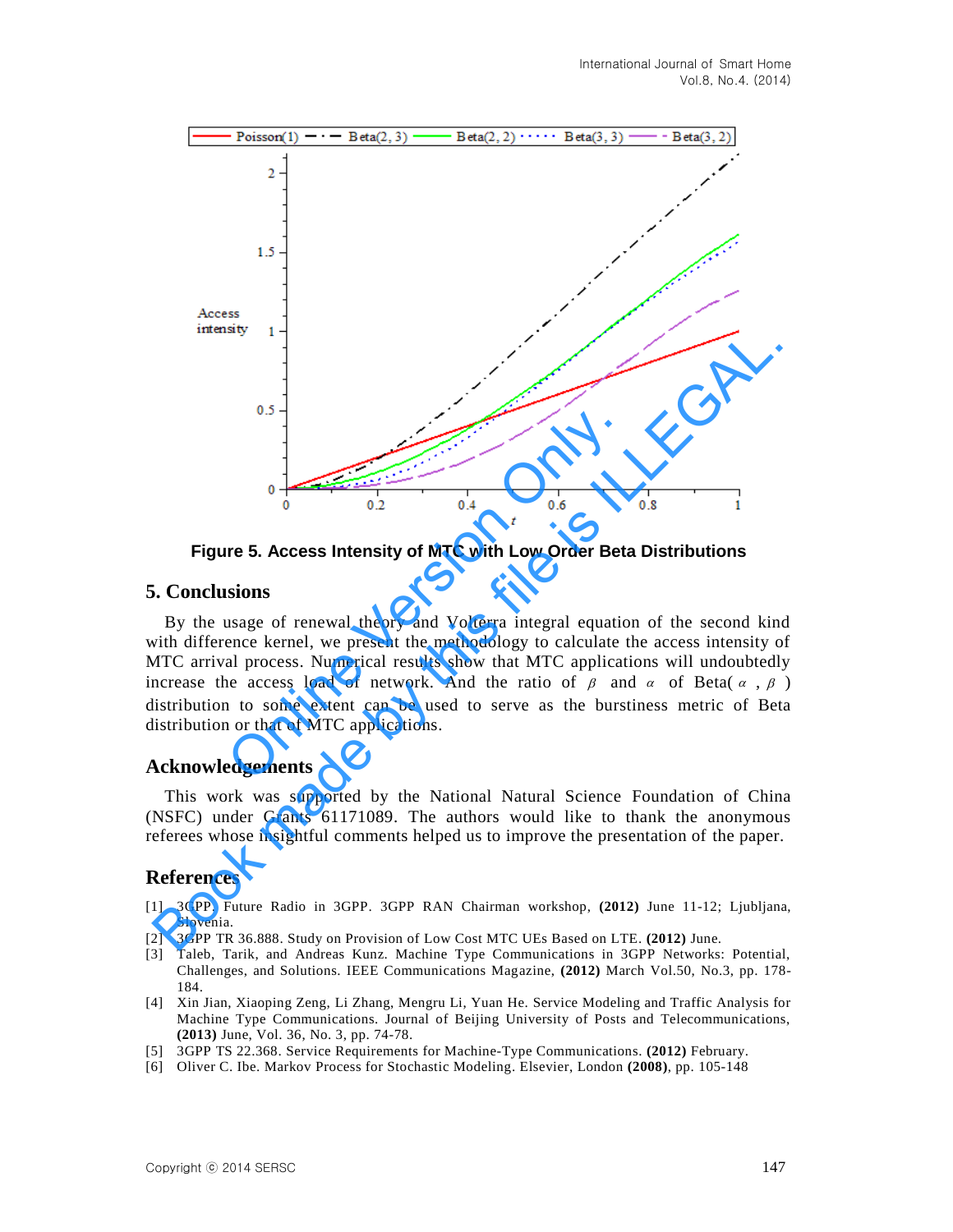Figure 5. Access Intensity of MTC with Low Order Beta Distributions

## 5. Conclusions

By the usage of renewal theory and Volterra integral equation of the second kind with difference kernel, we present the methodology to calculate the access intensity of MTC arrival process. Numerical results show that MTC applications will undoubtedly increase the access load of network. And the ratio of $\beta$ and $\alpha$ of Beta( $\alpha$ , $\beta$ ) distribution to some extent can be used to serve as the burstiness metric of Beta distribution or that of MTC applications.

## Acknowledgements

This work was supported by the National Natural Science Foundation of China (NSFC) under Grants 61171089. The authors would like to thank the anonymous referees whose insightful comments helped us to improve the presentation of the paper.

## References

[1] 3GPP. Future Radio in 3GPP. 3GPP RAN Chairman workshop, **(2012)** June 11-12; Ljubljana, Slovenia.

[2] 3GPP TR 36.888. Study on Provision of Low Cost MTC UEs Based on LTE. **(2012)** June.

[3] Taleb, Tarik, and Andreas Kunz. Machine Type Communications in 3GPP Networks: Potential, Challenges, and Solutions. IEEE Communications Magazine, **(2012)** March Vol.50, No.3, pp. 178-184.

[4] Xin Jian, Xiaoping Zeng, Li Zhang, Mengru Li, Yuan He. Service Modeling and Traffic Analysis for Machine Type Communications. Journal of Beijing University of Posts and Telecommunications, **(2013)** June, Vol. 36, No. 3, pp. 74-78.

[5] 3GPP TS 22.368. Service Requirements for Machine-Type Communications. **(2012)** February.

[6] Oliver C. Ibe. Markov Process for Stochastic Modeling. Elsevier, London **(2008)**, pp. 105-148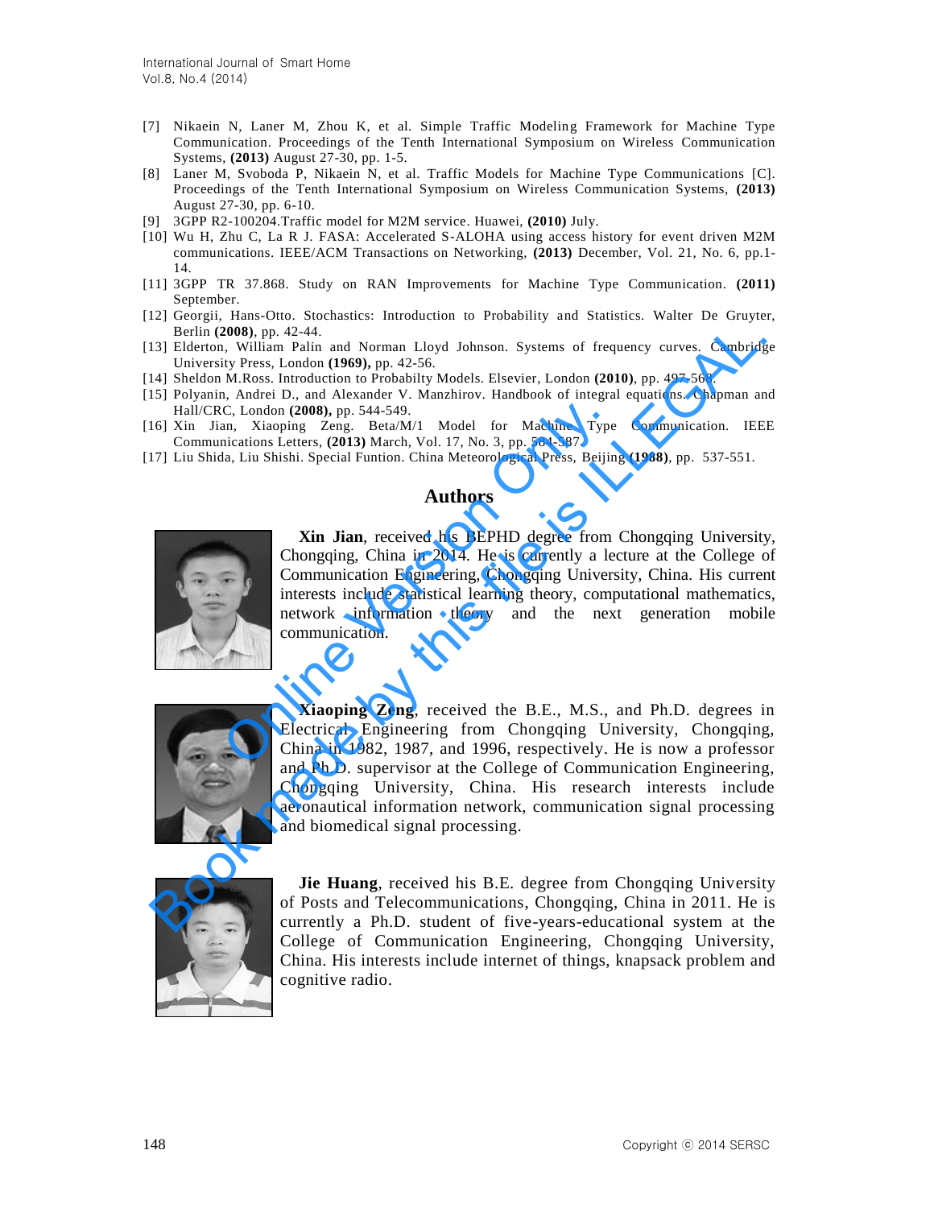[7] Nikaein N, Laner M, Zhou K, et al. Simple Traffic Modeling Framework for Machine Type Communication. Proceedings of the Tenth International Symposium on Wireless Communication Systems, **(2013)** August 27-30, pp. 1-5.

[8] Laner M, Svoboda P, Nikaein N, et al. Traffic Models for Machine Type Communications [C]. Proceedings of the Tenth International Symposium on Wireless Communication Systems, **(2013)** August 27-30, pp. 6-10.

[9] 3GPP R2-100204.Traffic model for M2M service. Huawei, **(2010)** July.

[10] Wu H, Zhu C, La R J. FASA: Accelerated S-ALOHA using access history for event driven M2M communications. IEEE/ACM Transactions on Networking, **(2013)** December, Vol. 21, No. 6, pp.1-14.

[11] 3GPP TR 37.868. Study on RAN Improvements for Machine Type Communication. **(2011)** September.

[12] Georgii, Hans-Otto. Stochastics: Introduction to Probability and Statistics. Walter De Gruyter, Berlin **(2008)**, pp. 42-44.

[13] Elderton, William Palin and Norman Lloyd Johnson. Systems of frequency curves. Cambridge University Press, London **(1969)**, pp. 42-56.

[14] Sheldon M.Ross. Introduction to Probabilty Models. Elsevier, London **(2010)**, pp. 497-568.

[15] Polyanin, Andrei D., and Alexander V. Manzhirov. Handbook of integral equations. Chapman and Hall/CRC, London **(2008)**, pp. 544-549.

[16] Xin Jian, Xiaoping Zeng. Beta/M/1 Model for Machine Type Communication. IEEE Communications Letters, **(2013)** March, Vol. 17, No. 3, pp. 584-587.

[17] Liu Shida, Liu Shishi. Special Funtion. China Meteorological Press, Beijing **(1988)**, pp. 537-551.

## Authors

**Xin Jian**, received his BEPHD degree from Chongqing University, Chongqing, China in 2014. He is currently a lecture at the College of Communication Engineering, Chongqing University, China. His current interests include statistical learning theory, computational mathematics, network information theory and the next generation mobile communication.

**Xiaoping Zeng**, received the B.E., M.S., and Ph.D. degrees in Electrical Engineering from Chongqing University, Chongqing, China in 1982, 1987, and 1996, respectively. He is now a professor and Ph.D. supervisor at the College of Communication Engineering, Chongqing University, China. His research interests include aeronautical information network, communication signal processing and biomedical signal processing.

**Jie Huang**, received his B.E. degree from Chongqing University of Posts and Telecommunications, Chongqing, China in 2011. He is currently a Ph.D. student of five-years-educational system at the College of Communication Engineering, Chongqing University, China. His interests include internet of things, knapsack problem and cognitive radio.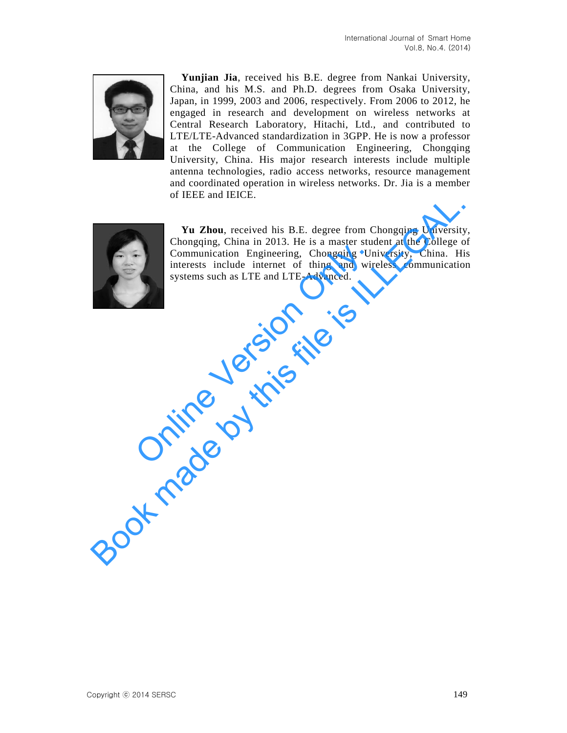**Yunjian Jia**, received his B.E. degree from Nankai University, China, and his M.S. and Ph.D. degrees from Osaka University, Japan, in 1999, 2003 and 2006, respectively. From 2006 to 2012, he engaged in research and development on wireless networks at Central Research Laboratory, Hitachi, Ltd., and contributed to LTE/LTE-Advanced standardization in 3GPP. He is now a professor at the College of Communication Engineering, Chongqing University, China. His major research interests include multiple antenna technologies, radio access networks, resource management and coordinated operation in wireless networks. Dr. Jia is a member of IEEE and IEICE.

**Yu Zhou**, received his B.E. degree from Chongqing University, Chongqing, China in 2013. He is a master student at the College of Communication Engineering, Chongqing University, China. His interests include internet of thing and wireless communication systems such as LTE and LTE-Advanced.